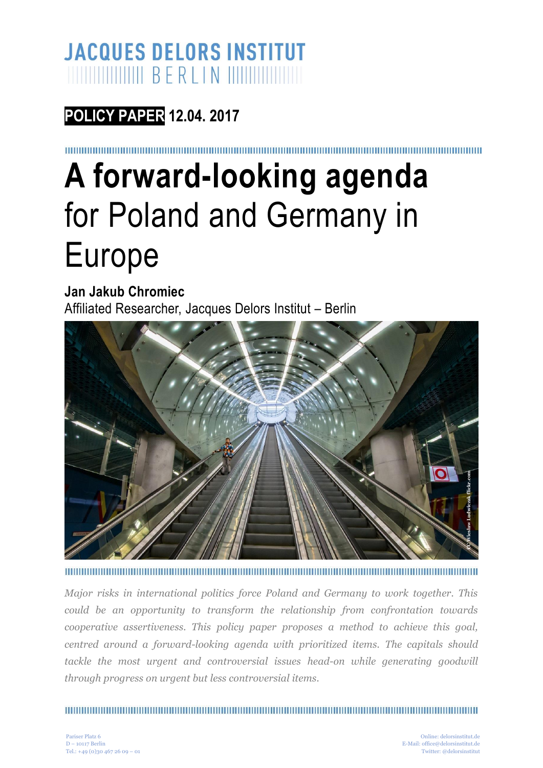JACQUES DELORS INSTITUT
BERLIN

**POLICY PAPER** 12.04. 2017

# A forward-looking agenda for Poland and Germany in Europe

**Jan Jakub Chromiec**
Affiliated Researcher, Jacques Delors Institut – Berlin

*Major risks in international politics force Poland and Germany to work together. This could be an opportunity to transform the relationship from confrontation towards cooperative assertiveness. This policy paper proposes a method to achieve this goal, centred around a forward-looking agenda with prioritized items. The capitals should tackle the most urgent and controversial issues head-on while generating goodwill through progress on urgent but less controversial items.*

Pariser Platz 6
D – 10117 Berlin
Tel.: +49 (0)30 467 26 09 – 01

Online: delorsinstitut.de
E-Mail: office@delorsinstitut.de
Twitter: @delorsinstitut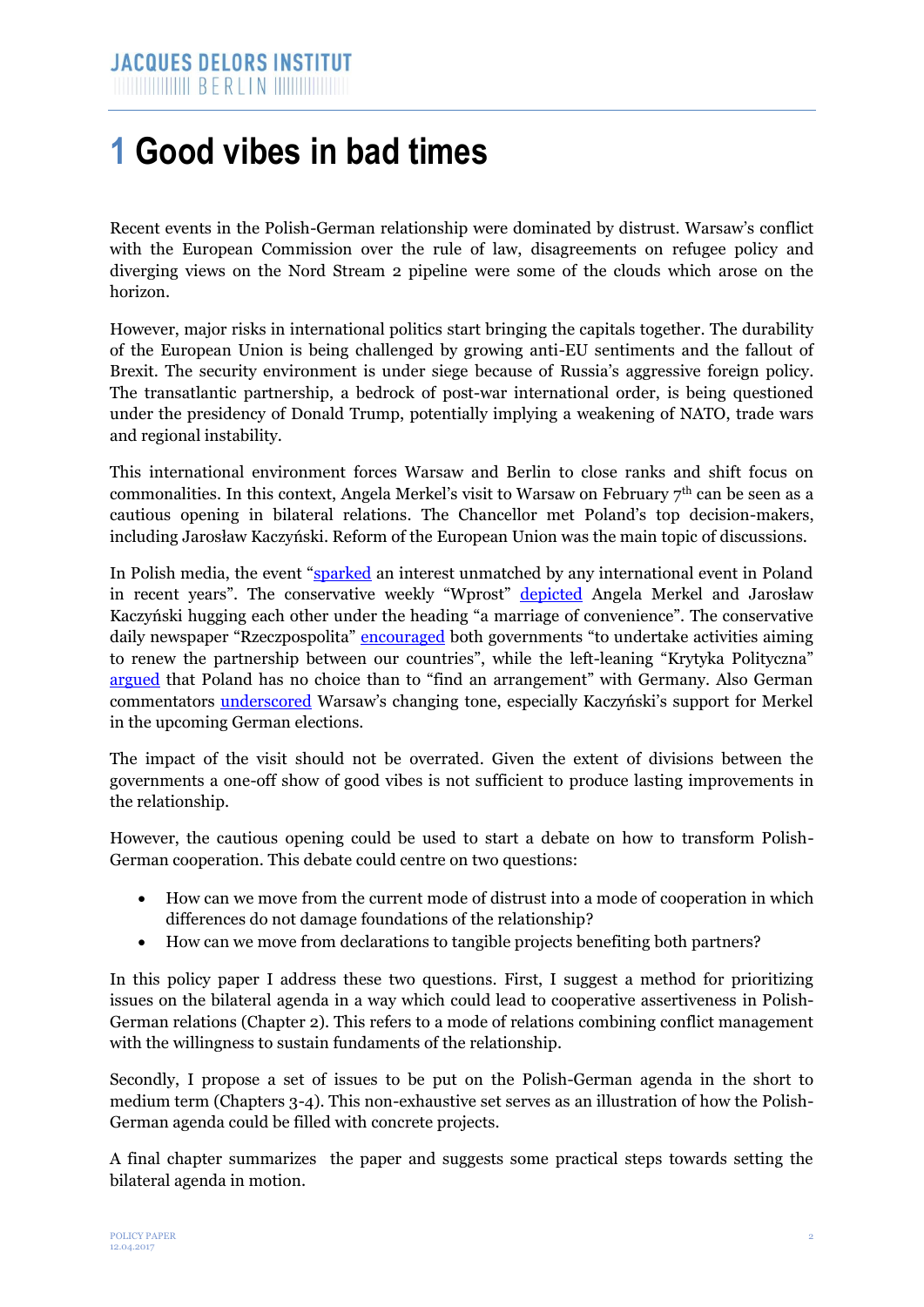# 1 Good vibes in bad times

Recent events in the Polish-German relationship were dominated by distrust. Warsaw's conflict with the European Commission over the rule of law, disagreements on refugee policy and diverging views on the Nord Stream 2 pipeline were some of the clouds which arose on the horizon.

However, major risks in international politics start bringing the capitals together. The durability of the European Union is being challenged by growing anti-EU sentiments and the fallout of Brexit. The security environment is under siege because of Russia's aggressive foreign policy. The transatlantic partnership, a bedrock of post-war international order, is being questioned under the presidency of Donald Trump, potentially implying a weakening of NATO, trade wars and regional instability.

This international environment forces Warsaw and Berlin to close ranks and shift focus on commonalities. In this context, Angela Merkel's visit to Warsaw on February 7th can be seen as a cautious opening in bilateral relations. The Chancellor met Poland's top decision-makers, including Jarosław Kaczyński. Reform of the European Union was the main topic of discussions.

In Polish media, the event "sparked an interest unmatched by any international event in Poland in recent years". The conservative weekly "Wprost" depicted Angela Merkel and Jarosław Kaczyński hugging each other under the heading "a marriage of convenience". The conservative daily newspaper "Rzeczpospolita" encouraged both governments "to undertake activities aiming to renew the partnership between our countries", while the left-leaning "Krytyka Polityczna" argued that Poland has no choice than to "find an arrangement" with Germany. Also German commentators underscored Warsaw's changing tone, especially Kaczyński's support for Merkel in the upcoming German elections.

The impact of the visit should not be overrated. Given the extent of divisions between the governments a one-off show of good vibes is not sufficient to produce lasting improvements in the relationship.

However, the cautious opening could be used to start a debate on how to transform Polish-German cooperation. This debate could centre on two questions:

- How can we move from the current mode of distrust into a mode of cooperation in which differences do not damage foundations of the relationship?
- How can we move from declarations to tangible projects benefiting both partners?

In this policy paper I address these two questions. First, I suggest a method for prioritizing issues on the bilateral agenda in a way which could lead to cooperative assertiveness in Polish-German relations (Chapter 2). This refers to a mode of relations combining conflict management with the willingness to sustain fundaments of the relationship.

Secondly, I propose a set of issues to be put on the Polish-German agenda in the short to medium term (Chapters 3-4). This non-exhaustive set serves as an illustration of how the Polish-German agenda could be filled with concrete projects.

A final chapter summarizes the paper and suggests some practical steps towards setting the bilateral agenda in motion.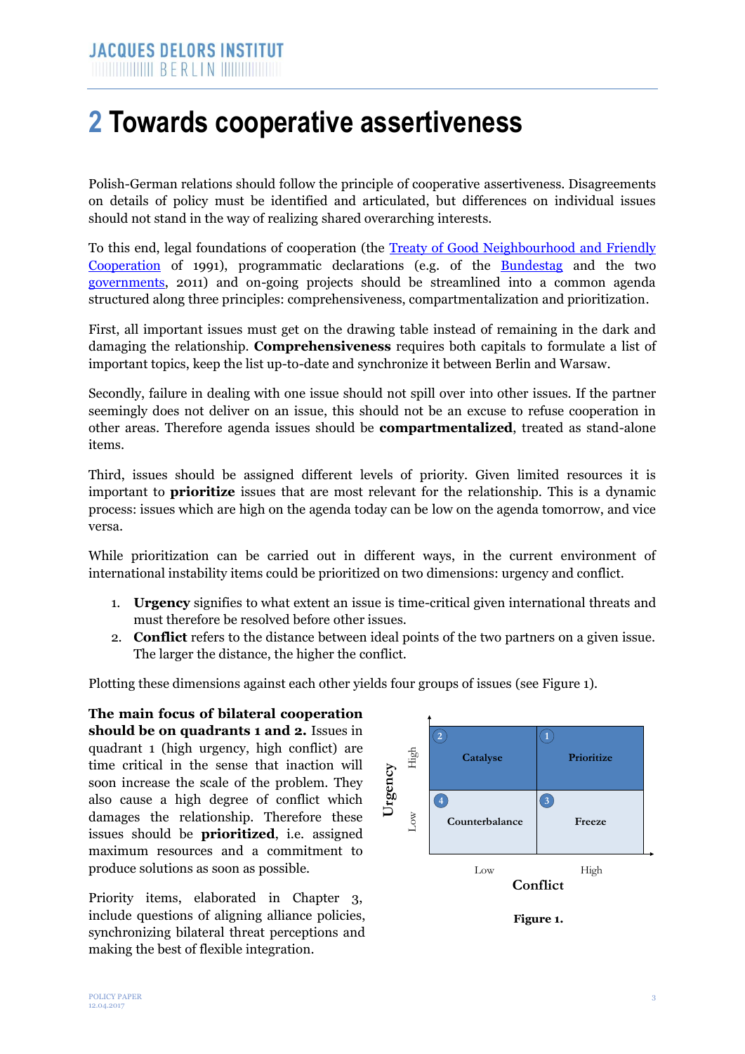# 2 Towards cooperative assertiveness

Polish-German relations should follow the principle of cooperative assertiveness. Disagreements on details of policy must be identified and articulated, but differences on individual issues should not stand in the way of realizing shared overarching interests.

To this end, legal foundations of cooperation (the Treaty of Good Neighbourhood and Friendly Cooperation of 1991), programmatic declarations (e.g. of the Bundestag and the two governments, 2011) and on-going projects should be streamlined into a common agenda structured along three principles: comprehensiveness, compartmentalization and prioritization.

First, all important issues must get on the drawing table instead of remaining in the dark and damaging the relationship. **Comprehensiveness** requires both capitals to formulate a list of important topics, keep the list up-to-date and synchronize it between Berlin and Warsaw.

Secondly, failure in dealing with one issue should not spill over into other issues. If the partner seemingly does not deliver on an issue, this should not be an excuse to refuse cooperation in other areas. Therefore agenda issues should be **compartmentalized**, treated as stand-alone items.

Third, issues should be assigned different levels of priority. Given limited resources it is important to **prioritize** issues that are most relevant for the relationship. This is a dynamic process: issues which are high on the agenda today can be low on the agenda tomorrow, and vice versa.

While prioritization can be carried out in different ways, in the current environment of international instability items could be prioritized on two dimensions: urgency and conflict.

1. **Urgency** signifies to what extent an issue is time-critical given international threats and must therefore be resolved before other issues.
2. **Conflict** refers to the distance between ideal points of the two partners on a given issue. The larger the distance, the higher the conflict.

Plotting these dimensions against each other yields four groups of issues (see Figure 1).

| Urgency \ Conflict | Low | High |
|---|---|---|
| High | 2 Catalyse | 1 Prioritize |
| Low | 4 Counterbalance | 3 Freeze |

**Figure 1.**

**The main focus of bilateral cooperation should be on quadrants 1 and 2.** Issues in quadrant 1 (high urgency, high conflict) are time critical in the sense that inaction will soon increase the scale of the problem. They also cause a high degree of conflict which damages the relationship. Therefore these issues should be **prioritized**, i.e. assigned maximum resources and a commitment to produce solutions as soon as possible.

Priority items, elaborated in Chapter 3, include questions of aligning alliance policies, synchronizing bilateral threat perceptions and making the best of flexible integration.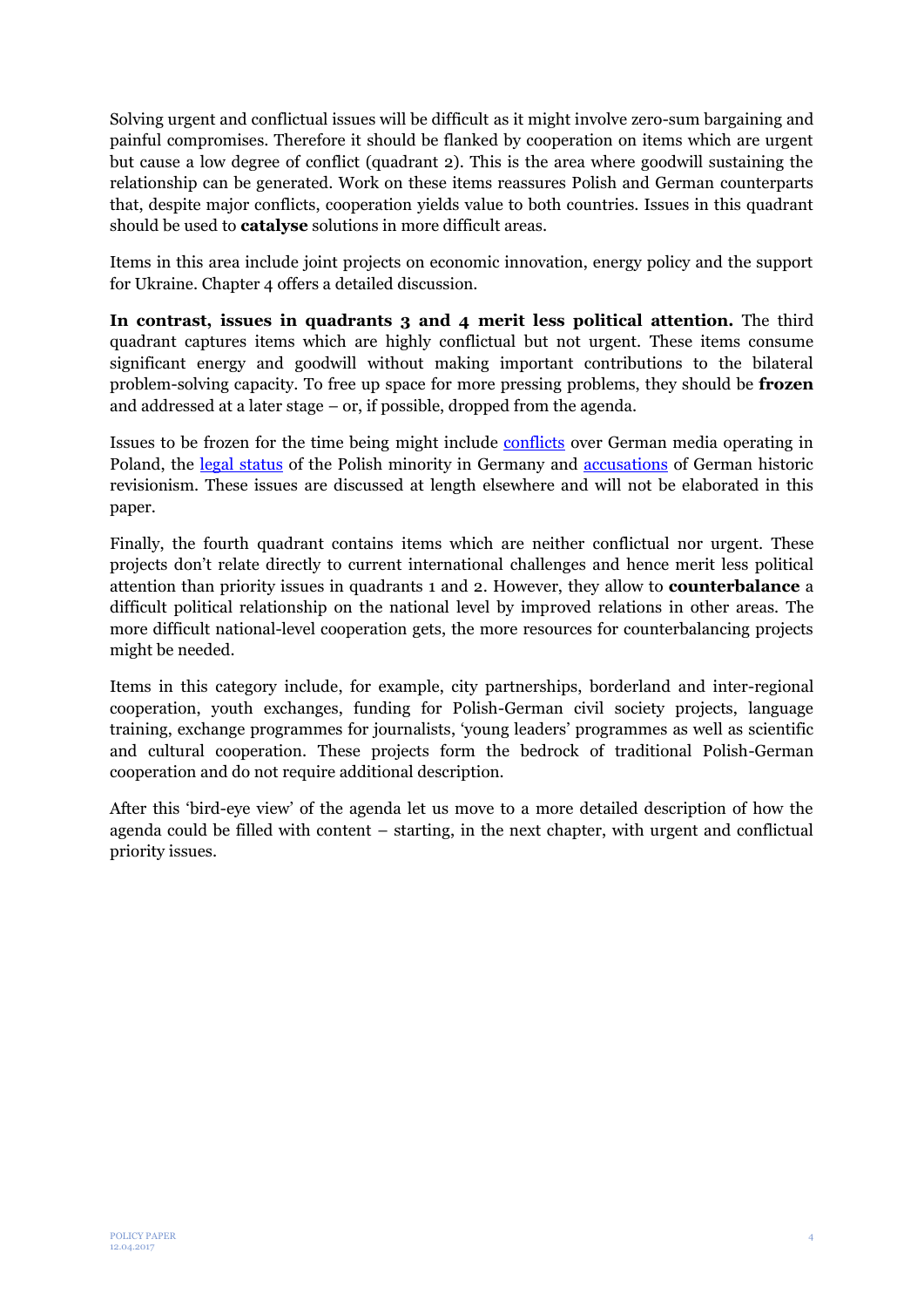Solving urgent and conflictual issues will be difficult as it might involve zero-sum bargaining and painful compromises. Therefore it should be flanked by cooperation on items which are urgent but cause a low degree of conflict (quadrant 2). This is the area where goodwill sustaining the relationship can be generated. Work on these items reassures Polish and German counterparts that, despite major conflicts, cooperation yields value to both countries. Issues in this quadrant should be used to **catalyse** solutions in more difficult areas.

Items in this area include joint projects on economic innovation, energy policy and the support for Ukraine. Chapter 4 offers a detailed discussion.

**In contrast, issues in quadrants 3 and 4 merit less political attention.** The third quadrant captures items which are highly conflictual but not urgent. These items consume significant energy and goodwill without making important contributions to the bilateral problem-solving capacity. To free up space for more pressing problems, they should be **frozen** and addressed at a later stage – or, if possible, dropped from the agenda.

Issues to be frozen for the time being might include conflicts over German media operating in Poland, the legal status of the Polish minority in Germany and accusations of German historic revisionism. These issues are discussed at length elsewhere and will not be elaborated in this paper.

Finally, the fourth quadrant contains items which are neither conflictual nor urgent. These projects don't relate directly to current international challenges and hence merit less political attention than priority issues in quadrants 1 and 2. However, they allow to **counterbalance** a difficult political relationship on the national level by improved relations in other areas. The more difficult national-level cooperation gets, the more resources for counterbalancing projects might be needed.

Items in this category include, for example, city partnerships, borderland and inter-regional cooperation, youth exchanges, funding for Polish-German civil society projects, language training, exchange programmes for journalists, 'young leaders' programmes as well as scientific and cultural cooperation. These projects form the bedrock of traditional Polish-German cooperation and do not require additional description.

After this 'bird-eye view' of the agenda let us move to a more detailed description of how the agenda could be filled with content – starting, in the next chapter, with urgent and conflictual priority issues.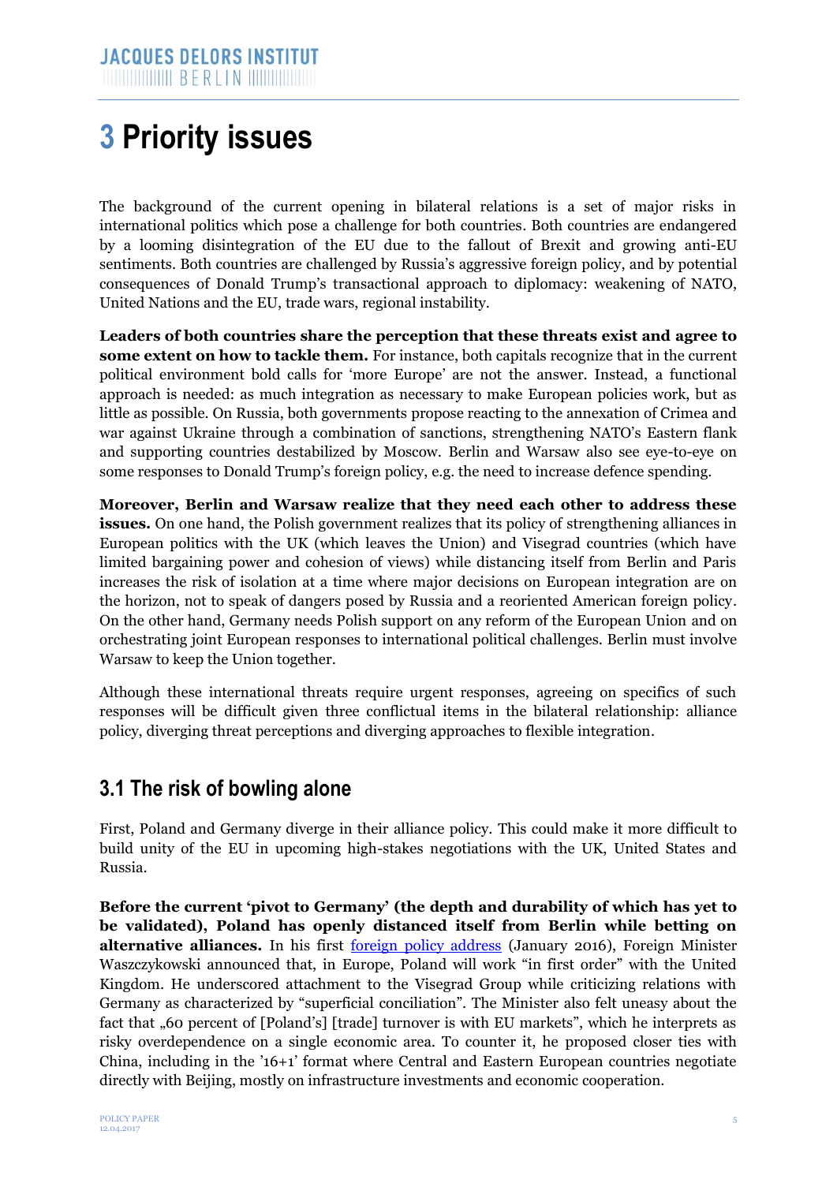# 3 Priority issues

The background of the current opening in bilateral relations is a set of major risks in international politics which pose a challenge for both countries. Both countries are endangered by a looming disintegration of the EU due to the fallout of Brexit and growing anti-EU sentiments. Both countries are challenged by Russia's aggressive foreign policy, and by potential consequences of Donald Trump's transactional approach to diplomacy: weakening of NATO, United Nations and the EU, trade wars, regional instability.

**Leaders of both countries share the perception that these threats exist and agree to some extent on how to tackle them.** For instance, both capitals recognize that in the current political environment bold calls for 'more Europe' are not the answer. Instead, a functional approach is needed: as much integration as necessary to make European policies work, but as little as possible. On Russia, both governments propose reacting to the annexation of Crimea and war against Ukraine through a combination of sanctions, strengthening NATO's Eastern flank and supporting countries destabilized by Moscow. Berlin and Warsaw also see eye-to-eye on some responses to Donald Trump's foreign policy, e.g. the need to increase defence spending.

**Moreover, Berlin and Warsaw realize that they need each other to address these issues.** On one hand, the Polish government realizes that its policy of strengthening alliances in European politics with the UK (which leaves the Union) and Visegrad countries (which have limited bargaining power and cohesion of views) while distancing itself from Berlin and Paris increases the risk of isolation at a time where major decisions on European integration are on the horizon, not to speak of dangers posed by Russia and a reoriented American foreign policy. On the other hand, Germany needs Polish support on any reform of the European Union and on orchestrating joint European responses to international political challenges. Berlin must involve Warsaw to keep the Union together.

Although these international threats require urgent responses, agreeing on specifics of such responses will be difficult given three conflictual items in the bilateral relationship: alliance policy, diverging threat perceptions and diverging approaches to flexible integration.

## 3.1 The risk of bowling alone

First, Poland and Germany diverge in their alliance policy. This could make it more difficult to build unity of the EU in upcoming high-stakes negotiations with the UK, United States and Russia.

**Before the current 'pivot to Germany' (the depth and durability of which has yet to be validated), Poland has openly distanced itself from Berlin while betting on alternative alliances.** In his first foreign policy address (January 2016), Foreign Minister Waszczykowski announced that, in Europe, Poland will work "in first order" with the United Kingdom. He underscored attachment to the Visegrad Group while criticizing relations with Germany as characterized by "superficial conciliation". The Minister also felt uneasy about the fact that „60 percent of [Poland's] [trade] turnover is with EU markets", which he interprets as risky overdependence on a single economic area. To counter it, he proposed closer ties with China, including in the '16+1' format where Central and Eastern European countries negotiate directly with Beijing, mostly on infrastructure investments and economic cooperation.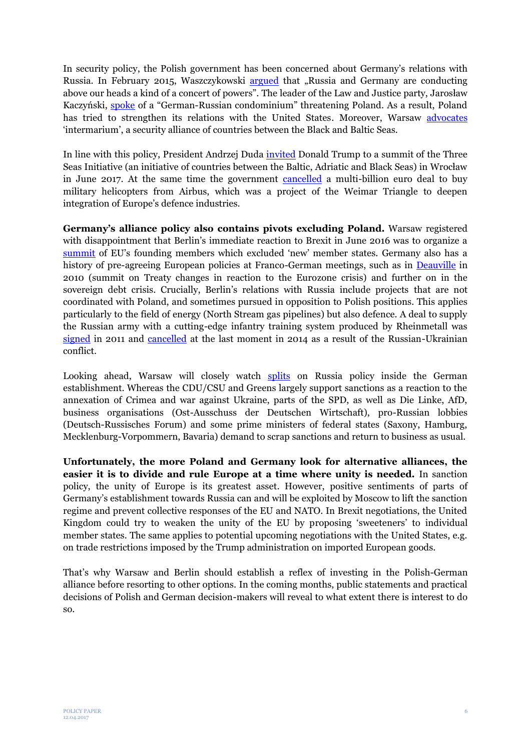In security policy, the Polish government has been concerned about Germany's relations with Russia. In February 2015, Waszczykowski argued that „Russia and Germany are conducting above our heads a kind of a concert of powers". The leader of the Law and Justice party, Jarosław Kaczyński, spoke of a "German-Russian condominium" threatening Poland. As a result, Poland has tried to strengthen its relations with the United States. Moreover, Warsaw advocates 'intermarium', a security alliance of countries between the Black and Baltic Seas.

In line with this policy, President Andrzej Duda invited Donald Trump to a summit of the Three Seas Initiative (an initiative of countries between the Baltic, Adriatic and Black Seas) in Wrocław in June 2017. At the same time the government cancelled a multi-billion euro deal to buy military helicopters from Airbus, which was a project of the Weimar Triangle to deepen integration of Europe's defence industries.

**Germany's alliance policy also contains pivots excluding Poland.** Warsaw registered with disappointment that Berlin's immediate reaction to Brexit in June 2016 was to organize a summit of EU's founding members which excluded 'new' member states. Germany also has a history of pre-agreeing European policies at Franco-German meetings, such as in Deauville in 2010 (summit on Treaty changes in reaction to the Eurozone crisis) and further on in the sovereign debt crisis. Crucially, Berlin's relations with Russia include projects that are not coordinated with Poland, and sometimes pursued in opposition to Polish positions. This applies particularly to the field of energy (North Stream gas pipelines) but also defence. A deal to supply the Russian army with a cutting-edge infantry training system produced by Rheinmetall was signed in 2011 and cancelled at the last moment in 2014 as a result of the Russian-Ukrainian conflict.

Looking ahead, Warsaw will closely watch splits on Russia policy inside the German establishment. Whereas the CDU/CSU and Greens largely support sanctions as a reaction to the annexation of Crimea and war against Ukraine, parts of the SPD, as well as Die Linke, AfD, business organisations (Ost-Ausschuss der Deutschen Wirtschaft), pro-Russian lobbies (Deutsch-Russisches Forum) and some prime ministers of federal states (Saxony, Hamburg, Mecklenburg-Vorpommern, Bavaria) demand to scrap sanctions and return to business as usual.

**Unfortunately, the more Poland and Germany look for alternative alliances, the easier it is to divide and rule Europe at a time where unity is needed.** In sanction policy, the unity of Europe is its greatest asset. However, positive sentiments of parts of Germany's establishment towards Russia can and will be exploited by Moscow to lift the sanction regime and prevent collective responses of the EU and NATO. In Brexit negotiations, the United Kingdom could try to weaken the unity of the EU by proposing 'sweeteners' to individual member states. The same applies to potential upcoming negotiations with the United States, e.g. on trade restrictions imposed by the Trump administration on imported European goods.

That's why Warsaw and Berlin should establish a reflex of investing in the Polish-German alliance before resorting to other options. In the coming months, public statements and practical decisions of Polish and German decision-makers will reveal to what extent there is interest to do so.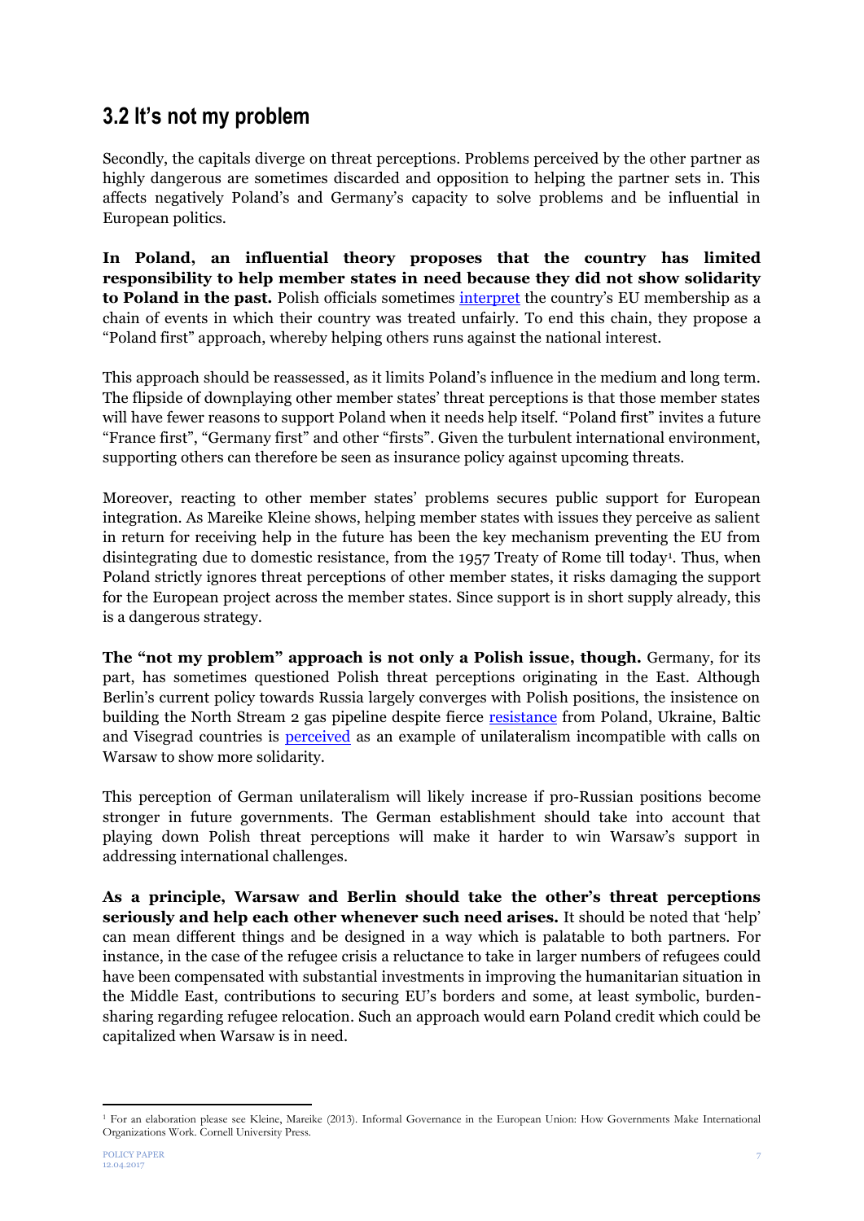## 3.2 It's not my problem

Secondly, the capitals diverge on threat perceptions. Problems perceived by the other partner as highly dangerous are sometimes discarded and opposition to helping the partner sets in. This affects negatively Poland's and Germany's capacity to solve problems and be influential in European politics.

**In Poland, an influential theory proposes that the country has limited responsibility to help member states in need because they did not show solidarity to Poland in the past.** Polish officials sometimes interpret the country's EU membership as a chain of events in which their country was treated unfairly. To end this chain, they propose a "Poland first" approach, whereby helping others runs against the national interest.

This approach should be reassessed, as it limits Poland's influence in the medium and long term. The flipside of downplaying other member states' threat perceptions is that those member states will have fewer reasons to support Poland when it needs help itself. "Poland first" invites a future "France first", "Germany first" and other "firsts". Given the turbulent international environment, supporting others can therefore be seen as insurance policy against upcoming threats.

Moreover, reacting to other member states' problems secures public support for European integration. As Mareike Kleine shows, helping member states with issues they perceive as salient in return for receiving help in the future has been the key mechanism preventing the EU from disintegrating due to domestic resistance, from the 1957 Treaty of Rome till today[1]. Thus, when Poland strictly ignores threat perceptions of other member states, it risks damaging the support for the European project across the member states. Since support is in short supply already, this is a dangerous strategy.

**The "not my problem" approach is not only a Polish issue, though.** Germany, for its part, has sometimes questioned Polish threat perceptions originating in the East. Although Berlin's current policy towards Russia largely converges with Polish positions, the insistence on building the North Stream 2 gas pipeline despite fierce resistance from Poland, Ukraine, Baltic and Visegrad countries is perceived as an example of unilateralism incompatible with calls on Warsaw to show more solidarity.

This perception of German unilateralism will likely increase if pro-Russian positions become stronger in future governments. The German establishment should take into account that playing down Polish threat perceptions will make it harder to win Warsaw's support in addressing international challenges.

**As a principle, Warsaw and Berlin should take the other's threat perceptions seriously and help each other whenever such need arises.** It should be noted that 'help' can mean different things and be designed in a way which is palatable to both partners. For instance, in the case of the refugee crisis a reluctance to take in larger numbers of refugees could have been compensated with substantial investments in improving the humanitarian situation in the Middle East, contributions to securing EU's borders and some, at least symbolic, burden-sharing regarding refugee relocation. Such an approach would earn Poland credit which could be capitalized when Warsaw is in need.

[1] For an elaboration please see Kleine, Mareike (2013). Informal Governance in the European Union: How Governments Make International Organizations Work. Cornell University Press.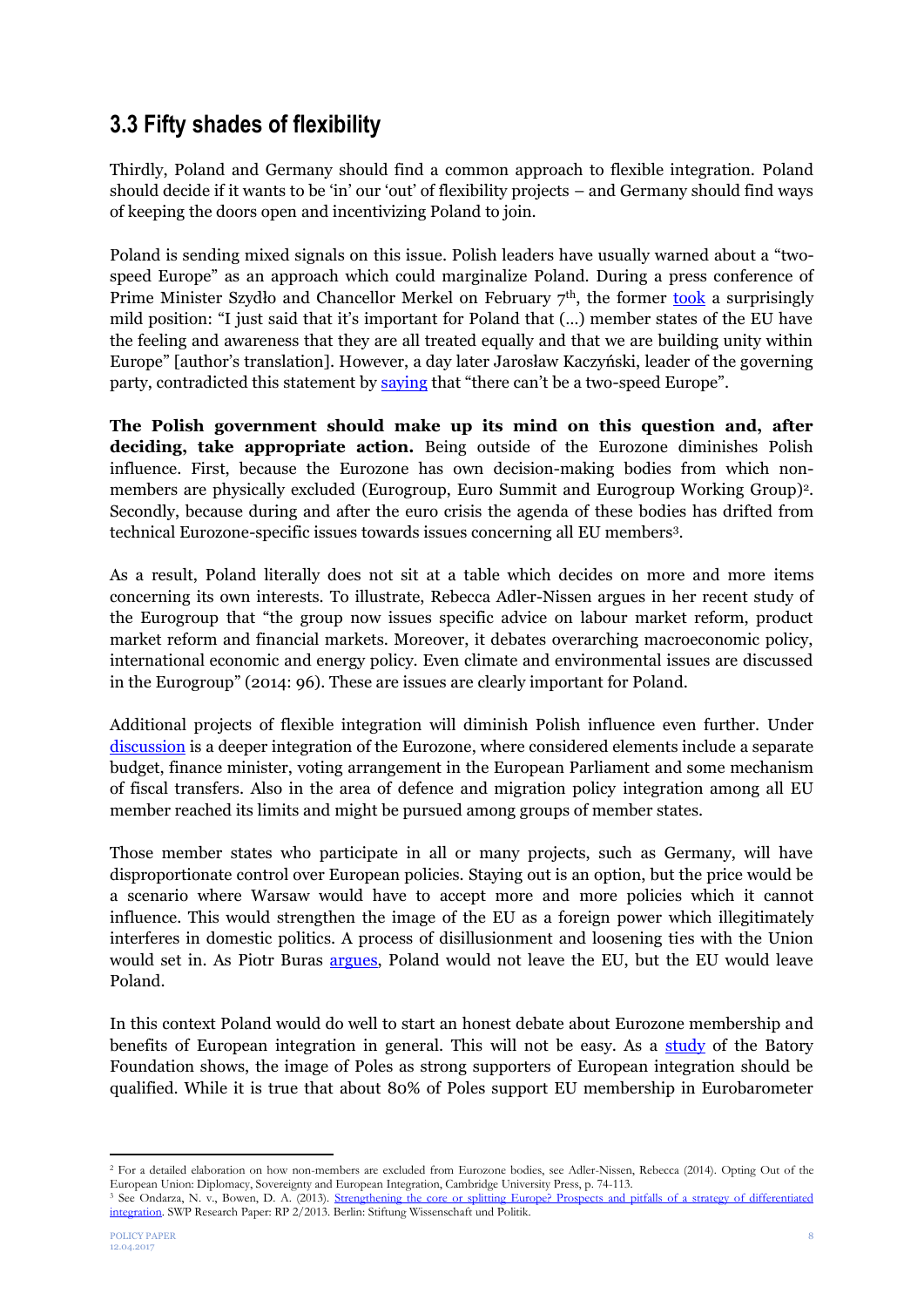## 3.3 Fifty shades of flexibility

Thirdly, Poland and Germany should find a common approach to flexible integration. Poland should decide if it wants to be 'in' our 'out' of flexibility projects – and Germany should find ways of keeping the doors open and incentivizing Poland to join.

Poland is sending mixed signals on this issue. Polish leaders have usually warned about a "two-speed Europe" as an approach which could marginalize Poland. During a press conference of Prime Minister Szydło and Chancellor Merkel on February 7th, the former took a surprisingly mild position: "I just said that it's important for Poland that (…) member states of the EU have the feeling and awareness that they are all treated equally and that we are building unity within Europe" [author's translation]. However, a day later Jarosław Kaczyński, leader of the governing party, contradicted this statement by saying that "there can't be a two-speed Europe".

**The Polish government should make up its mind on this question and, after deciding, take appropriate action.** Being outside of the Eurozone diminishes Polish influence. First, because the Eurozone has own decision-making bodies from which non-members are physically excluded (Eurogroup, Euro Summit and Eurogroup Working Group)[2]. Secondly, because during and after the euro crisis the agenda of these bodies has drifted from technical Eurozone-specific issues towards issues concerning all EU members[3].

As a result, Poland literally does not sit at a table which decides on more and more items concerning its own interests. To illustrate, Rebecca Adler-Nissen argues in her recent study of the Eurogroup that "the group now issues specific advice on labour market reform, product market reform and financial markets. Moreover, it debates overarching macroeconomic policy, international economic and energy policy. Even climate and environmental issues are discussed in the Eurogroup" (2014: 96). These are issues are clearly important for Poland.

Additional projects of flexible integration will diminish Polish influence even further. Under discussion is a deeper integration of the Eurozone, where considered elements include a separate budget, finance minister, voting arrangement in the European Parliament and some mechanism of fiscal transfers. Also in the area of defence and migration policy integration among all EU member reached its limits and might be pursued among groups of member states.

Those member states who participate in all or many projects, such as Germany, will have disproportionate control over European policies. Staying out is an option, but the price would be a scenario where Warsaw would have to accept more and more policies which it cannot influence. This would strengthen the image of the EU as a foreign power which illegitimately interferes in domestic politics. A process of disillusionment and loosening ties with the Union would set in. As Piotr Buras argues, Poland would not leave the EU, but the EU would leave Poland.

In this context Poland would do well to start an honest debate about Eurozone membership and benefits of European integration in general. This will not be easy. As a study of the Batory Foundation shows, the image of Poles as strong supporters of European integration should be qualified. While it is true that about 80% of Poles support EU membership in Eurobarometer

---

[2] For a detailed elaboration on how non-members are excluded from Eurozone bodies, see Adler-Nissen, Rebecca (2014). Opting Out of the European Union: Diplomacy, Sovereignty and European Integration, Cambridge University Press, p. 74-113.

[3] See Ondarza, N. v., Bowen, D. A. (2013). Strengthening the core or splitting Europe? Prospects and pitfalls of a strategy of differentiated integration. SWP Research Paper: RP 2/2013. Berlin: Stiftung Wissenschaft und Politik.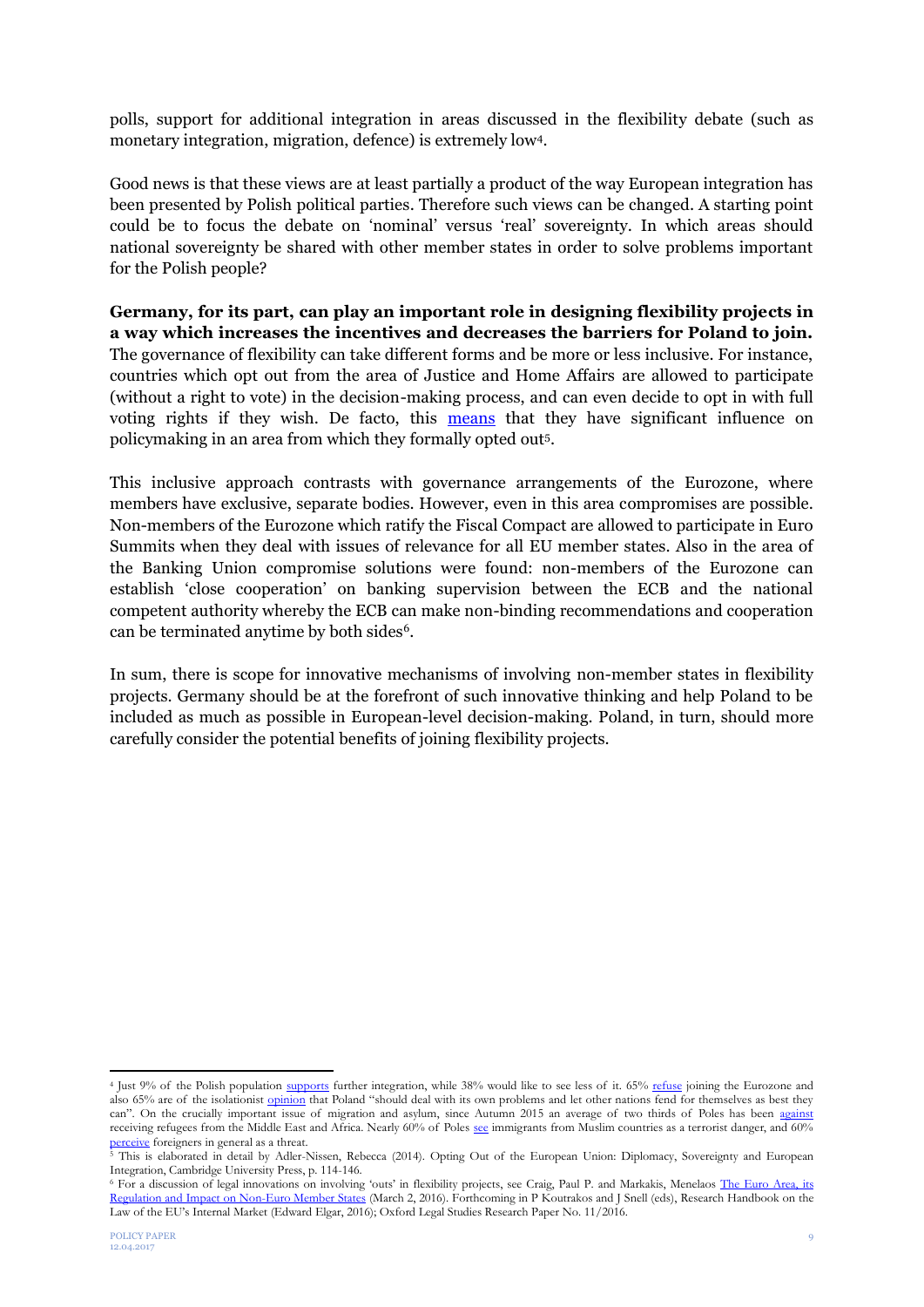polls, support for additional integration in areas discussed in the flexibility debate (such as monetary integration, migration, defence) is extremely low[4].

Good news is that these views are at least partially a product of the way European integration has been presented by Polish political parties. Therefore such views can be changed. A starting point could be to focus the debate on 'nominal' versus 'real' sovereignty. In which areas should national sovereignty be shared with other member states in order to solve problems important for the Polish people?

**Germany, for its part, can play an important role in designing flexibility projects in a way which increases the incentives and decreases the barriers for Poland to join.** The governance of flexibility can take different forms and be more or less inclusive. For instance, countries which opt out from the area of Justice and Home Affairs are allowed to participate (without a right to vote) in the decision-making process, and can even decide to opt in with full voting rights if they wish. De facto, this means that they have significant influence on policymaking in an area from which they formally opted out[5].

This inclusive approach contrasts with governance arrangements of the Eurozone, where members have exclusive, separate bodies. However, even in this area compromises are possible. Non-members of the Eurozone which ratify the Fiscal Compact are allowed to participate in Euro Summits when they deal with issues of relevance for all EU member states. Also in the area of the Banking Union compromise solutions were found: non-members of the Eurozone can establish 'close cooperation' on banking supervision between the ECB and the national competent authority whereby the ECB can make non-binding recommendations and cooperation can be terminated anytime by both sides[6].

In sum, there is scope for innovative mechanisms of involving non-member states in flexibility projects. Germany should be at the forefront of such innovative thinking and help Poland to be included as much as possible in European-level decision-making. Poland, in turn, should more carefully consider the potential benefits of joining flexibility projects.

---

[4] Just 9% of the Polish population supports further integration, while 38% would like to see less of it. 65% refuse joining the Eurozone and also 65% are of the isolationist opinion that Poland "should deal with its own problems and let other nations fend for themselves as best they can". On the crucially important issue of migration and asylum, since Autumn 2015 an average of two thirds of Poles has been against receiving refugees from the Middle East and Africa. Nearly 60% of Poles see immigrants from Muslim countries as a terrorist danger, and 60% perceive foreigners in general as a threat.

[5] This is elaborated in detail by Adler-Nissen, Rebecca (2014). Opting Out of the European Union: Diplomacy, Sovereignty and European Integration, Cambridge University Press, p. 114-146.

[6] For a discussion of legal innovations on involving 'outs' in flexibility projects, see Craig, Paul P. and Markakis, Menelaos The Euro Area, its Regulation and Impact on Non-Euro Member States (March 2, 2016). Forthcoming in P Koutrakos and J Snell (eds), Research Handbook on the Law of the EU's Internal Market (Edward Elgar, 2016); Oxford Legal Studies Research Paper No. 11/2016.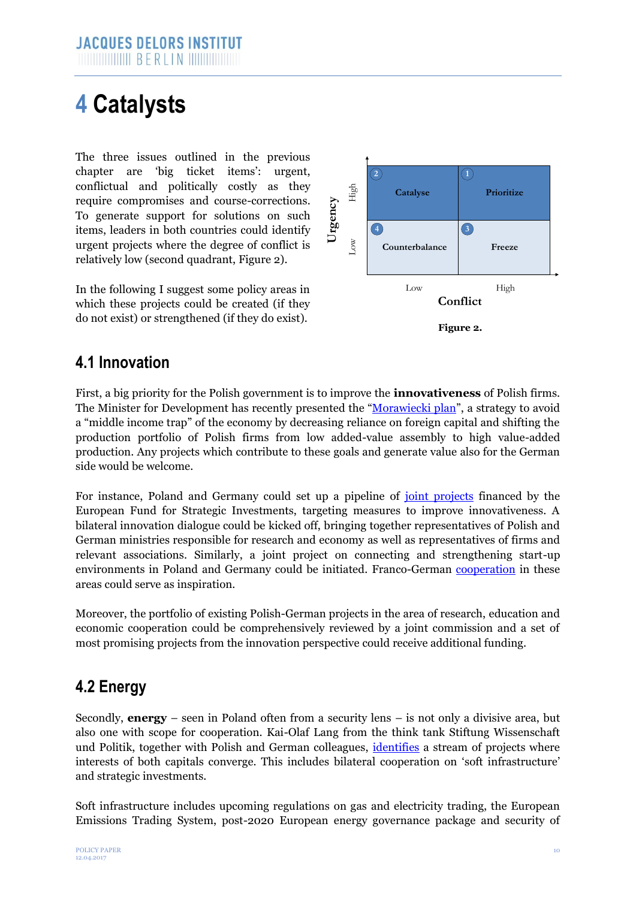# 4 Catalysts

The three issues outlined in the previous chapter are 'big ticket items': urgent, conflictual and politically costly as they require compromises and course-corrections. To generate support for solutions on such items, leaders in both countries could identify urgent projects where the degree of conflict is relatively low (second quadrant, Figure 2).

In the following I suggest some policy areas in which these projects could be created (if they do not exist) or strengthened (if they do exist).

| Urgency | Conflict: Low | Conflict: High |
|---|---|---|
| High | 2 Catalyse | 1 Prioritize |
| Low | 4 Counterbalance | 3 Freeze |

**Figure 2.**

## 4.1 Innovation

First, a big priority for the Polish government is to improve the **innovativeness** of Polish firms. The Minister for Development has recently presented the "Morawiecki plan", a strategy to avoid a "middle income trap" of the economy by decreasing reliance on foreign capital and shifting the production portfolio of Polish firms from low added-value assembly to high value-added production. Any projects which contribute to these goals and generate value also for the German side would be welcome.

For instance, Poland and Germany could set up a pipeline of joint projects financed by the European Fund for Strategic Investments, targeting measures to improve innovativeness. A bilateral innovation dialogue could be kicked off, bringing together representatives of Polish and German ministries responsible for research and economy as well as representatives of firms and relevant associations. Similarly, a joint project on connecting and strengthening start-up environments in Poland and Germany could be initiated. Franco-German cooperation in these areas could serve as inspiration.

Moreover, the portfolio of existing Polish-German projects in the area of research, education and economic cooperation could be comprehensively reviewed by a joint commission and a set of most promising projects from the innovation perspective could receive additional funding.

## 4.2 Energy

Secondly, **energy** – seen in Poland often from a security lens – is not only a divisive area, but also one with scope for cooperation. Kai-Olaf Lang from the think tank Stiftung Wissenschaft und Politik, together with Polish and German colleagues, identifies a stream of projects where interests of both capitals converge. This includes bilateral cooperation on 'soft infrastructure' and strategic investments.

Soft infrastructure includes upcoming regulations on gas and electricity trading, the European Emissions Trading System, post-2020 European energy governance package and security of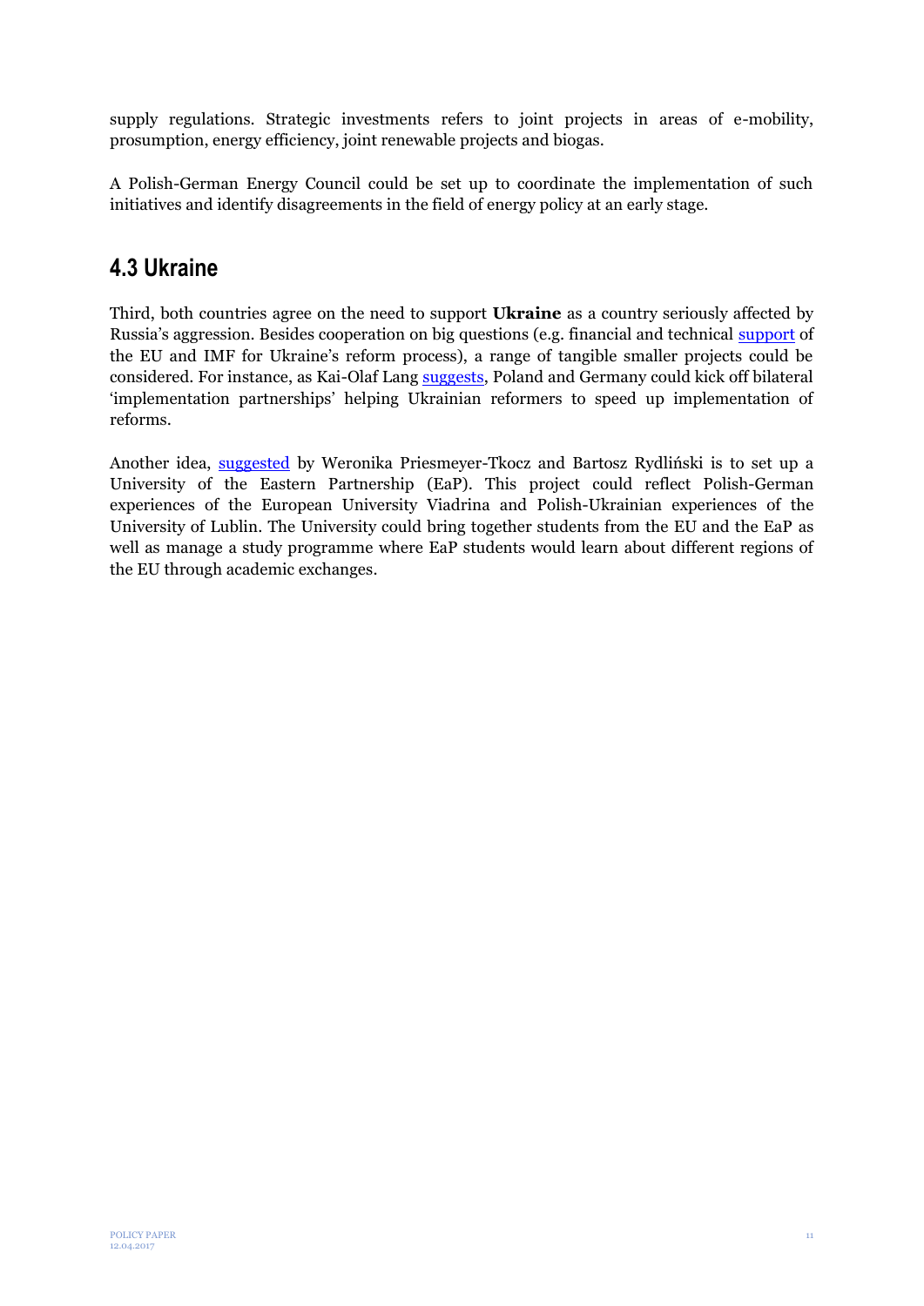supply regulations. Strategic investments refers to joint projects in areas of e-mobility, prosumption, energy efficiency, joint renewable projects and biogas.

A Polish-German Energy Council could be set up to coordinate the implementation of such initiatives and identify disagreements in the field of energy policy at an early stage.

## 4.3 Ukraine

Third, both countries agree on the need to support **Ukraine** as a country seriously affected by Russia's aggression. Besides cooperation on big questions (e.g. financial and technical support of the EU and IMF for Ukraine's reform process), a range of tangible smaller projects could be considered. For instance, as Kai-Olaf Lang suggests, Poland and Germany could kick off bilateral 'implementation partnerships' helping Ukrainian reformers to speed up implementation of reforms.

Another idea, suggested by Weronika Priesmeyer-Tkocz and Bartosz Rydliński is to set up a University of the Eastern Partnership (EaP). This project could reflect Polish-German experiences of the European University Viadrina and Polish-Ukrainian experiences of the University of Lublin. The University could bring together students from the EU and the EaP as well as manage a study programme where EaP students would learn about different regions of the EU through academic exchanges.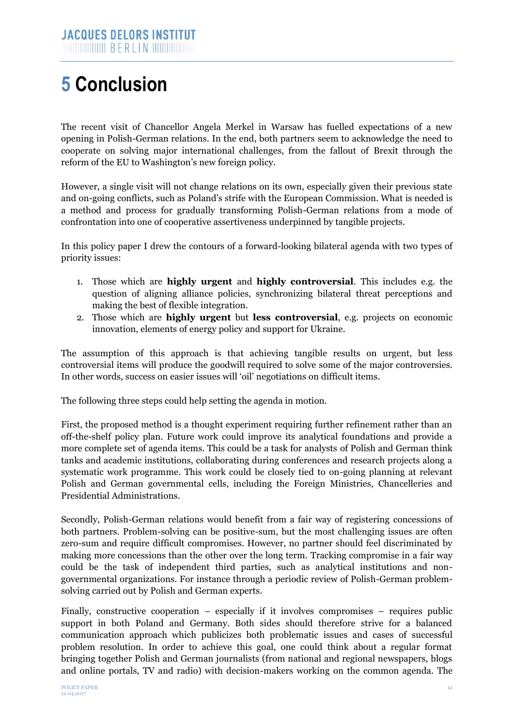# 5 Conclusion

The recent visit of Chancellor Angela Merkel in Warsaw has fuelled expectations of a new opening in Polish-German relations. In the end, both partners seem to acknowledge the need to cooperate on solving major international challenges, from the fallout of Brexit through the reform of the EU to Washington's new foreign policy.

However, a single visit will not change relations on its own, especially given their previous state and on-going conflicts, such as Poland's strife with the European Commission. What is needed is a method and process for gradually transforming Polish-German relations from a mode of confrontation into one of cooperative assertiveness underpinned by tangible projects.

In this policy paper I drew the contours of a forward-looking bilateral agenda with two types of priority issues:

1. Those which are **highly urgent** and **highly controversial**. This includes e.g. the question of aligning alliance policies, synchronizing bilateral threat perceptions and making the best of flexible integration.
2. Those which are **highly urgent** but **less controversial**, e.g. projects on economic innovation, elements of energy policy and support for Ukraine.

The assumption of this approach is that achieving tangible results on urgent, but less controversial items will produce the goodwill required to solve some of the major controversies. In other words, success on easier issues will 'oil' negotiations on difficult items.

The following three steps could help setting the agenda in motion.

First, the proposed method is a thought experiment requiring further refinement rather than an off-the-shelf policy plan. Future work could improve its analytical foundations and provide a more complete set of agenda items. This could be a task for analysts of Polish and German think tanks and academic institutions, collaborating during conferences and research projects along a systematic work programme. This work could be closely tied to on-going planning at relevant Polish and German governmental cells, including the Foreign Ministries, Chancelleries and Presidential Administrations.

Secondly, Polish-German relations would benefit from a fair way of registering concessions of both partners. Problem-solving can be positive-sum, but the most challenging issues are often zero-sum and require difficult compromises. However, no partner should feel discriminated by making more concessions than the other over the long term. Tracking compromise in a fair way could be the task of independent third parties, such as analytical institutions and non-governmental organizations. For instance through a periodic review of Polish-German problem-solving carried out by Polish and German experts.

Finally, constructive cooperation – especially if it involves compromises – requires public support in both Poland and Germany. Both sides should therefore strive for a balanced communication approach which publicizes both problematic issues and cases of successful problem resolution. In order to achieve this goal, one could think about a regular format bringing together Polish and German journalists (from national and regional newspapers, blogs and online portals, TV and radio) with decision-makers working on the common agenda. The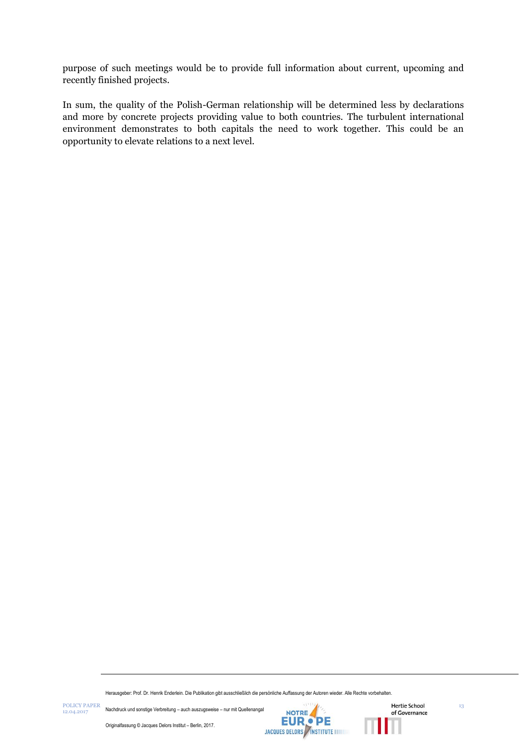purpose of such meetings would be to provide full information about current, upcoming and recently finished projects.

In sum, the quality of the Polish-German relationship will be determined less by declarations and more by concrete projects providing value to both countries. The turbulent international environment demonstrates to both capitals the need to work together. This could be an opportunity to elevate relations to a next level.

Herausgeber: Prof. Dr. Henrik Enderlein. Die Publikation gibt ausschließlich die persönliche Auffassung der Autoren wieder. Alle Rechte vorbehalten.

Nachdruck und sonstige Verbreitung – auch auszugsweise – nur mit Quellenangabe

Originalfassung © Jacques Delors Institut – Berlin, 2017.